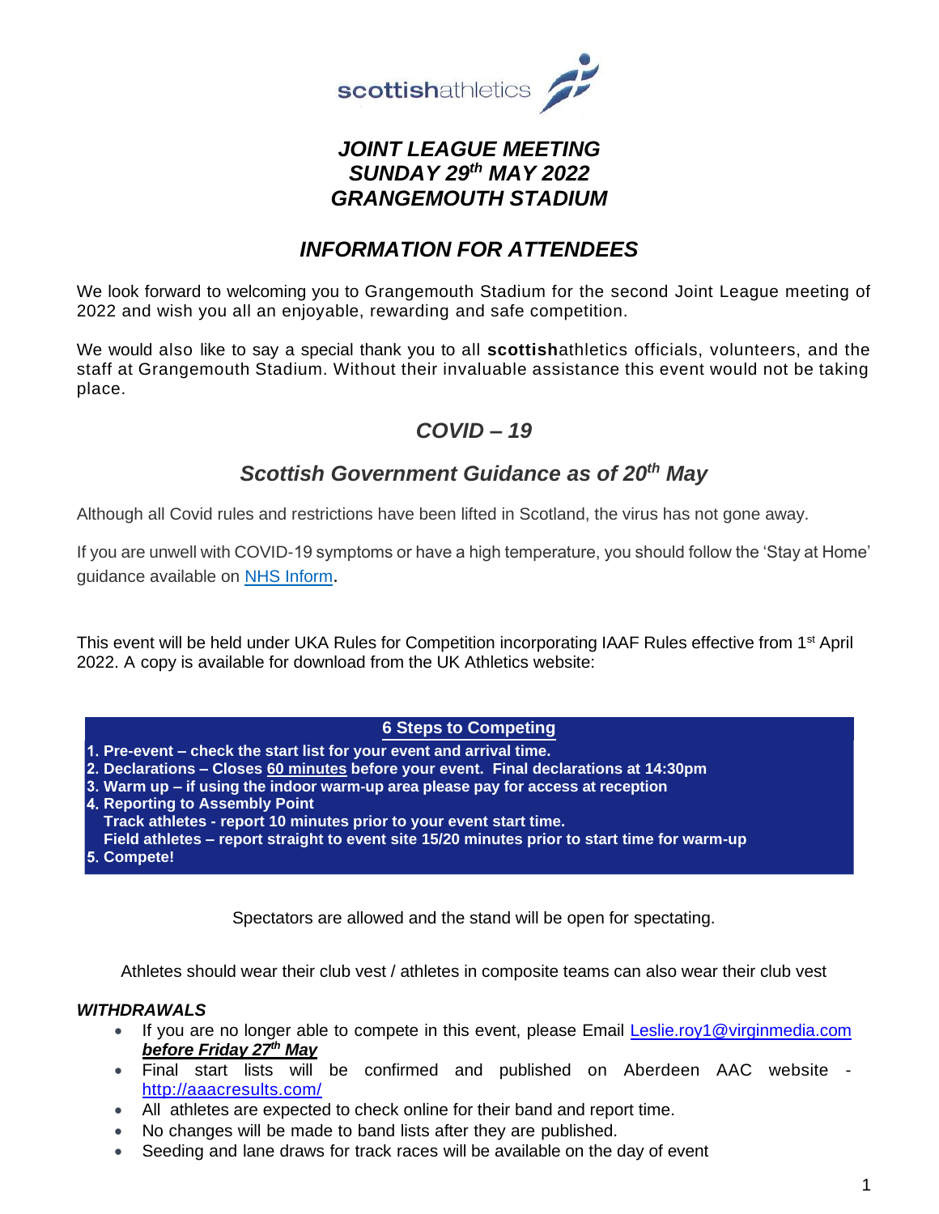scottishathletics

# *JOINT LEAGUE MEETING*
# *SUNDAY 29th MAY 2022*
# *GRANGEMOUTH STADIUM*

## *INFORMATION FOR ATTENDEES*

We look forward to welcoming you to Grangemouth Stadium for the second Joint League meeting of 2022 and wish you all an enjoyable, rewarding and safe competition.

We would also like to say a special thank you to all **scottish**athletics officials, volunteers, and the staff at Grangemouth Stadium. Without their invaluable assistance this event would not be taking place.

## *COVID – 19*

### *Scottish Government Guidance as of 20th May*

Although all Covid rules and restrictions have been lifted in Scotland, the virus has not gone away.

If you are unwell with COVID-19 symptoms or have a high temperature, you should follow the 'Stay at Home' guidance available on NHS Inform.

This event will be held under UKA Rules for Competition incorporating IAAF Rules effective from 1st April 2022. A copy is available for download from the UK Athletics website:

**6 Steps to Competing**

1. **Pre-event – check the start list for your event and arrival time.**
2. **Declarations – Closes 60 minutes before your event. Final declarations at 14:30pm**
3. **Warm up – if using the indoor warm-up area please pay for access at reception**
4. **Reporting to Assembly Point**
   **Track athletes - report 10 minutes prior to your event start time.**
   **Field athletes – report straight to event site 15/20 minutes prior to start time for warm-up**
5. **Compete!**

Spectators are allowed and the stand will be open for spectating.

Athletes should wear their club vest / athletes in composite teams can also wear their club vest

***WITHDRAWALS***

- If you are no longer able to compete in this event, please Email Leslie.roy1@virginmedia.com ***before Friday 27th May***
- Final start lists will be confirmed and published on Aberdeen AAC website - http://aaacresults.com/
- All athletes are expected to check online for their band and report time.
- No changes will be made to band lists after they are published.
- Seeding and lane draws for track races will be available on the day of event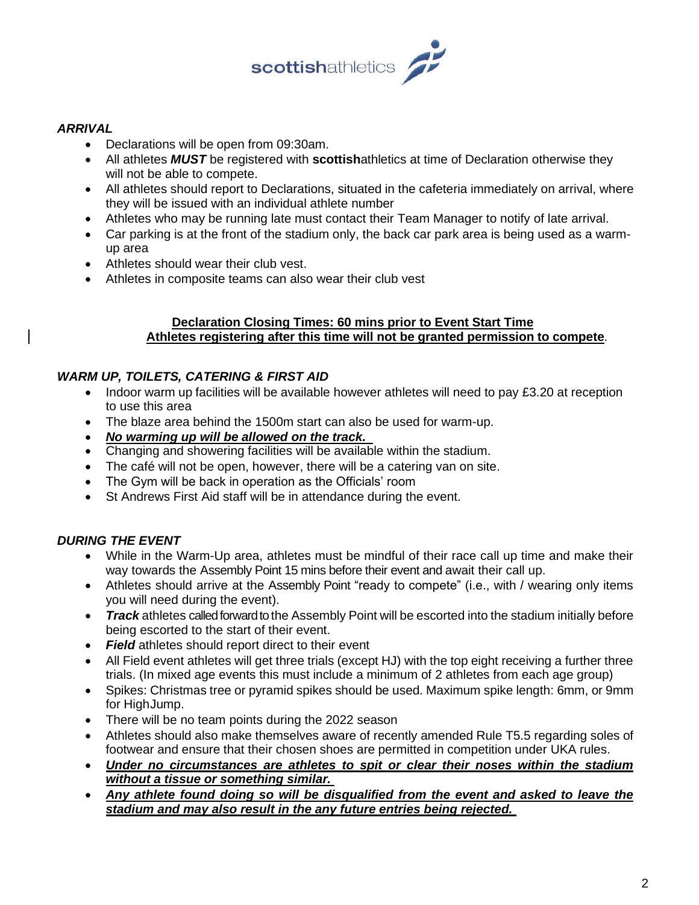## *ARRIVAL*

- Declarations will be open from 09:30am.
- All athletes ***MUST*** be registered with **scottish**athletics at time of Declaration otherwise they will not be able to compete.
- All athletes should report to Declarations, situated in the cafeteria immediately on arrival, where they will be issued with an individual athlete number
- Athletes who may be running late must contact their Team Manager to notify of late arrival.
- Car parking is at the front of the stadium only, the back car park area is being used as a warm-up area
- Athletes should wear their club vest.
- Athletes in composite teams can also wear their club vest

**Declaration Closing Times: 60 mins prior to Event Start Time**
**Athletes registering after this time will not be granted permission to compete**.

## *WARM UP, TOILETS, CATERING & FIRST AID*

- Indoor warm up facilities will be available however athletes will need to pay £3.20 at reception to use this area
- The blaze area behind the 1500m start can also be used for warm-up.
- ***No warming up will be allowed on the track.***
- Changing and showering facilities will be available within the stadium.
- The café will not be open, however, there will be a catering van on site.
- The Gym will be back in operation as the Officials' room
- St Andrews First Aid staff will be in attendance during the event.

## *DURING THE EVENT*

- While in the Warm-Up area, athletes must be mindful of their race call up time and make their way towards the Assembly Point 15 mins before their event and await their call up.
- Athletes should arrive at the Assembly Point "ready to compete" (i.e., with / wearing only items you will need during the event).
- ***Track*** athletes called forward to the Assembly Point will be escorted into the stadium initially before being escorted to the start of their event.
- ***Field*** athletes should report direct to their event
- All Field event athletes will get three trials (except HJ) with the top eight receiving a further three trials. (In mixed age events this must include a minimum of 2 athletes from each age group)
- Spikes: Christmas tree or pyramid spikes should be used. Maximum spike length: 6mm, or 9mm for HighJump.
- There will be no team points during the 2022 season
- Athletes should also make themselves aware of recently amended Rule T5.5 regarding soles of footwear and ensure that their chosen shoes are permitted in competition under UKA rules.
- ***Under no circumstances are athletes to spit or clear their noses within the stadium without a tissue or something similar.***
- ***Any athlete found doing so will be disqualified from the event and asked to leave the stadium and may also result in the any future entries being rejected.***